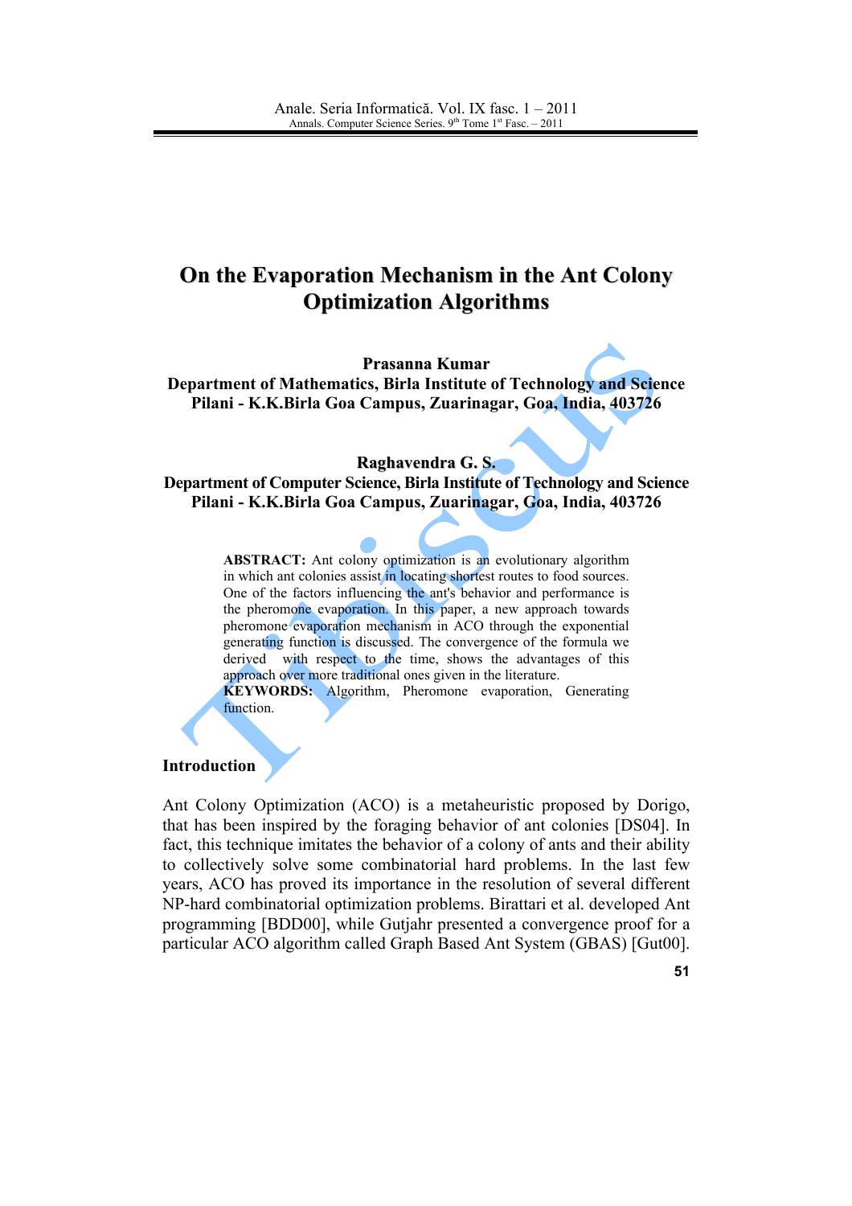# On the Evaporation Mechanism in the Ant Colony Optimization Algorithms

**Prasanna Kumar**
**Department of Mathematics, Birla Institute of Technology and Science Pilani - K.K.Birla Goa Campus, Zuarinagar, Goa, India, 403726**

**Raghavendra G. S.**
**Department of Computer Science, Birla Institute of Technology and Science Pilani - K.K.Birla Goa Campus, Zuarinagar, Goa, India, 403726**

**ABSTRACT:** Ant colony optimization is an evolutionary algorithm in which ant colonies assist in locating shortest routes to food sources. One of the factors influencing the ant's behavior and performance is the pheromone evaporation. In this paper, a new approach towards pheromone evaporation mechanism in ACO through the exponential generating function is discussed. The convergence of the formula we derived with respect to the time, shows the advantages of this approach over more traditional ones given in the literature.

**KEYWORDS:** Algorithm, Pheromone evaporation, Generating function.

## Introduction

Ant Colony Optimization (ACO) is a metaheuristic proposed by Dorigo, that has been inspired by the foraging behavior of ant colonies [DS04]. In fact, this technique imitates the behavior of a colony of ants and their ability to collectively solve some combinatorial hard problems. In the last few years, ACO has proved its importance in the resolution of several different NP-hard combinatorial optimization problems. Birattari et al. developed Ant programming [BDD00], while Gutjahr presented a convergence proof for a particular ACO algorithm called Graph Based Ant System (GBAS) [Gut00].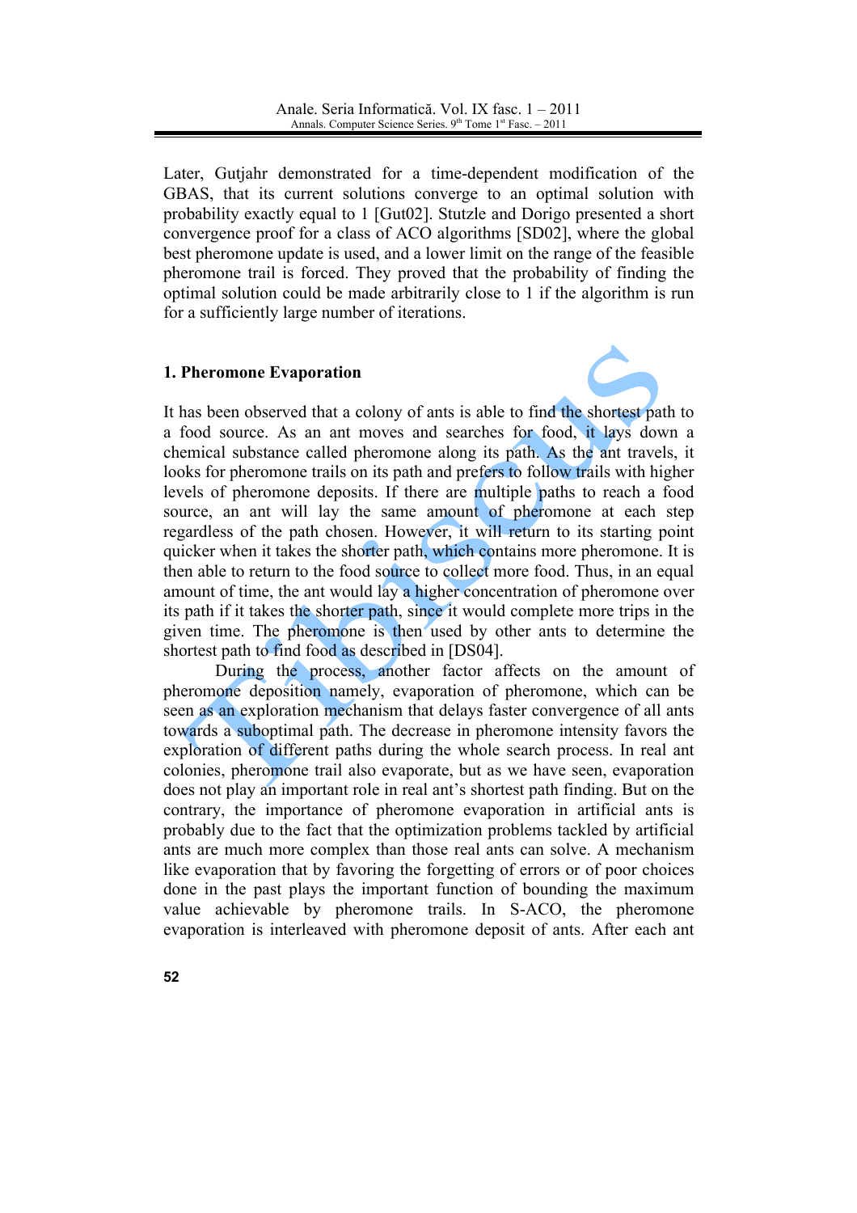Later, Gutjahr demonstrated for a time-dependent modification of the GBAS, that its current solutions converge to an optimal solution with probability exactly equal to 1 [Gut02]. Stutzle and Dorigo presented a short convergence proof for a class of ACO algorithms [SD02], where the global best pheromone update is used, and a lower limit on the range of the feasible pheromone trail is forced. They proved that the probability of finding the optimal solution could be made arbitrarily close to 1 if the algorithm is run for a sufficiently large number of iterations.

## 1. Pheromone Evaporation

It has been observed that a colony of ants is able to find the shortest path to a food source. As an ant moves and searches for food, it lays down a chemical substance called pheromone along its path. As the ant travels, it looks for pheromone trails on its path and prefers to follow trails with higher levels of pheromone deposits. If there are multiple paths to reach a food source, an ant will lay the same amount of pheromone at each step regardless of the path chosen. However, it will return to its starting point quicker when it takes the shorter path, which contains more pheromone. It is then able to return to the food source to collect more food. Thus, in an equal amount of time, the ant would lay a higher concentration of pheromone over its path if it takes the shorter path, since it would complete more trips in the given time. The pheromone is then used by other ants to determine the shortest path to find food as described in [DS04].

During the process, another factor affects on the amount of pheromone deposition namely, evaporation of pheromone, which can be seen as an exploration mechanism that delays faster convergence of all ants towards a suboptimal path. The decrease in pheromone intensity favors the exploration of different paths during the whole search process. In real ant colonies, pheromone trail also evaporate, but as we have seen, evaporation does not play an important role in real ant's shortest path finding. But on the contrary, the importance of pheromone evaporation in artificial ants is probably due to the fact that the optimization problems tackled by artificial ants are much more complex than those real ants can solve. A mechanism like evaporation that by favoring the forgetting of errors or of poor choices done in the past plays the important function of bounding the maximum value achievable by pheromone trails. In S-ACO, the pheromone evaporation is interleaved with pheromone deposit of ants. After each ant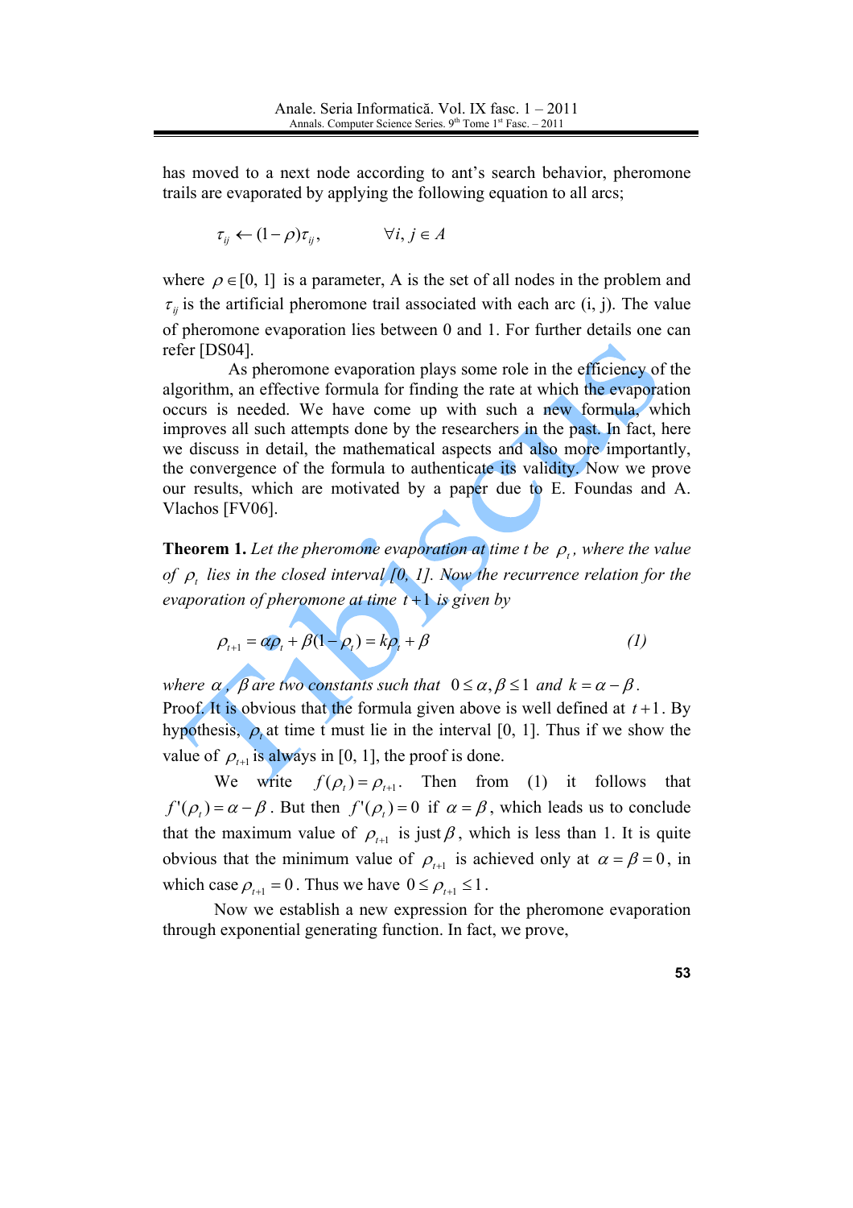has moved to a next node according to ant's search behavior, pheromone trails are evaporated by applying the following equation to all arcs;

$$\tau_{ij} \leftarrow (1-\rho)\tau_{ij}, \qquad \forall i, j \in A$$

where $\rho \in [0, 1]$ is a parameter, A is the set of all nodes in the problem and $\tau_{ij}$ is the artificial pheromone trail associated with each arc (i, j). The value of pheromone evaporation lies between 0 and 1. For further details one can refer [DS04].

As pheromone evaporation plays some role in the efficiency of the algorithm, an effective formula for finding the rate at which the evaporation occurs is needed. We have come up with such a new formula, which improves all such attempts done by the researchers in the past. In fact, here we discuss in detail, the mathematical aspects and also more importantly, the convergence of the formula to authenticate its validity. Now we prove our results, which are motivated by a paper due to E. Foundas and A. Vlachos [FV06].

**Theorem 1.** *Let the pheromone evaporation at time t be* $\rho_t$, *where the value of* $\rho_t$ *lies in the closed interval [0, 1]. Now the recurrence relation for the evaporation of pheromone at time* $t+1$ *is given by*

$$\rho_{t+1} = \alpha\rho_t + \beta(1-\rho_t) = k\rho_t + \beta \tag{1}$$

*where* $\alpha$, $\beta$ *are two constants such that* $0 \leq \alpha, \beta \leq 1$ *and* $k = \alpha - \beta$.

Proof. It is obvious that the formula given above is well defined at $t+1$. By hypothesis, $\rho_t$ at time t must lie in the interval [0, 1]. Thus if we show the value of $\rho_{t+1}$ is always in [0, 1], the proof is done.

We write $f(\rho_t) = \rho_{t+1}$. Then from (1) it follows that $f'(\rho_t) = \alpha - \beta$. But then $f'(\rho_t) = 0$ if $\alpha = \beta$, which leads us to conclude that the maximum value of $\rho_{t+1}$ is just $\beta$, which is less than 1. It is quite obvious that the minimum value of $\rho_{t+1}$ is achieved only at $\alpha = \beta = 0$, in which case $\rho_{t+1} = 0$. Thus we have $0 \leq \rho_{t+1} \leq 1$.

Now we establish a new expression for the pheromone evaporation through exponential generating function. In fact, we prove,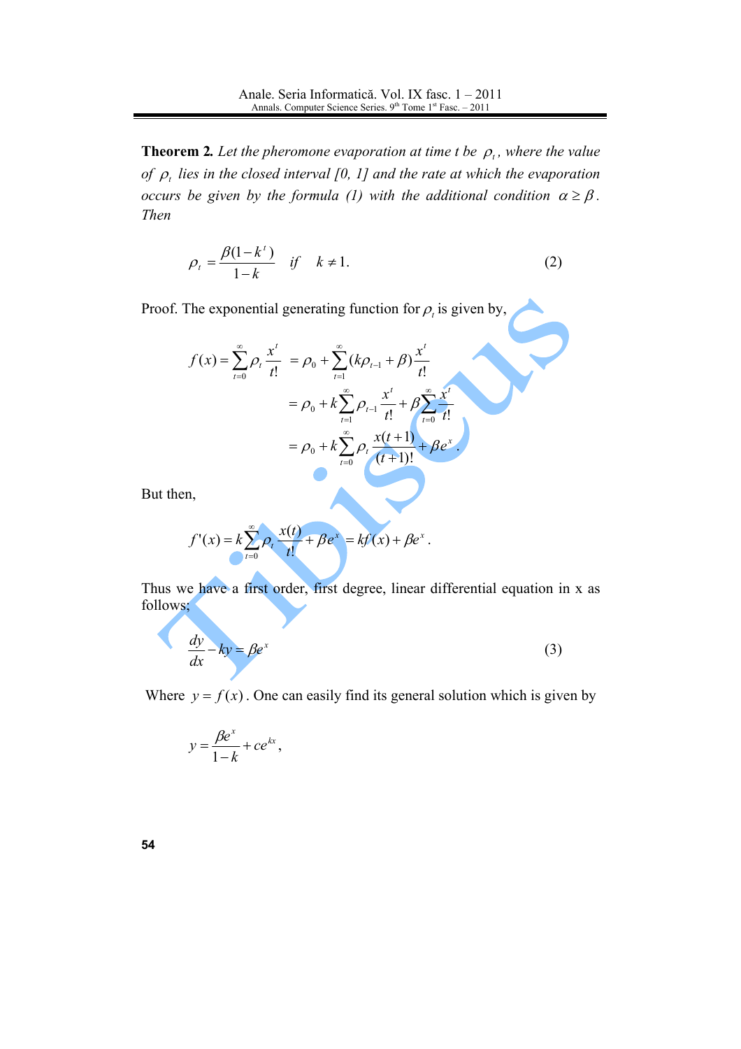**Theorem 2.** *Let the pheromone evaporation at time t be $\rho_t$, where the value of $\rho_t$ lies in the closed interval [0, 1] and the rate at which the evaporation occurs be given by the formula (1) with the additional condition $\alpha \geq \beta$. Then*

$$\rho_t = \frac{\beta(1-k^t)}{1-k} \quad if \quad k \neq 1. \tag{2}$$

Proof. The exponential generating function for $\rho_t$ is given by,

$$\begin{aligned}
f(x) = \sum_{t=0}^{\infty} \rho_t \frac{x^t}{t!} &= \rho_0 + \sum_{t=1}^{\infty} (k\rho_{t-1} + \beta) \frac{x^t}{t!} \\
&= \rho_0 + k\sum_{t=1}^{\infty} \rho_{t-1} \frac{x^t}{t!} + \beta \sum_{t=0}^{\infty} \frac{x^t}{t!} \\
&= \rho_0 + k\sum_{t=0}^{\infty} \rho_t \frac{x(t+1)}{(t+1)!} + \beta e^x.
\end{aligned}$$

But then,

$$f'(x) = k\sum_{t=0}^{\infty} \rho_t \frac{x(t)}{t!} + \beta e^x = kf(x) + \beta e^x.$$

Thus we have a first order, first degree, linear differential equation in x as follows;

$$\frac{dy}{dx} - ky = \beta e^x \tag{3}$$

Where $y = f(x)$. One can easily find its general solution which is given by

$$y = \frac{\beta e^x}{1-k} + ce^{kx},$$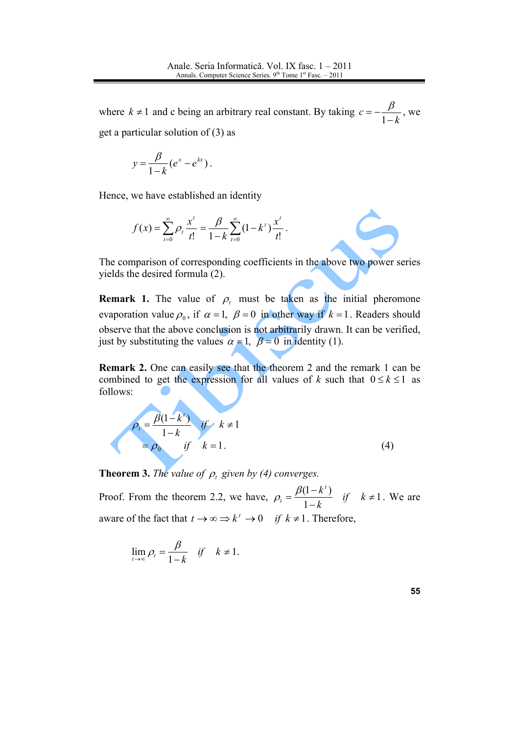where $k \neq 1$ and c being an arbitrary real constant. By taking $c = -\dfrac{\beta}{1-k}$, we get a particular solution of (3) as

$$y = \frac{\beta}{1-k}(e^x - e^{kx}).$$

Hence, we have established an identity

$$f(x) = \sum_{t=0}^{\infty} \rho_t \frac{x^t}{t!} = \frac{\beta}{1-k} \sum_{t=0}^{\infty} (1-k^t) \frac{x^t}{t!}.$$

The comparison of corresponding coefficients in the above two power series yields the desired formula (2).

**Remark 1.** The value of $\rho_t$ must be taken as the initial pheromone evaporation value $\rho_0$, if $\alpha = 1$, $\beta = 0$ in other way if $k = 1$. Readers should observe that the above conclusion is not arbitrarily drawn. It can be verified, just by substituting the values $\alpha = 1$, $\beta = 0$ in identity (1).

**Remark 2.** One can easily see that the theorem 2 and the remark 1 can be combined to get the expression for all values of $k$ such that $0 \leq k \leq 1$ as follows:

$$\begin{aligned} \rho_t &= \frac{\beta(1-k^t)}{1-k} \quad if \quad k \neq 1 \\ &= \rho_0 \quad if \quad k = 1. \end{aligned} \tag{4}$$

**Theorem 3.** *The value of $\rho_t$ given by (4) converges.*

Proof. From the theorem 2.2, we have, $\rho_t = \dfrac{\beta(1-k^t)}{1-k}$ *if* $k \neq 1$. We are aware of the fact that $t \to \infty \Rightarrow k^t \to 0$ *if* $k \neq 1$. Therefore,

$$\lim_{t \to \infty} \rho_t = \frac{\beta}{1-k} \quad if \quad k \neq 1.$$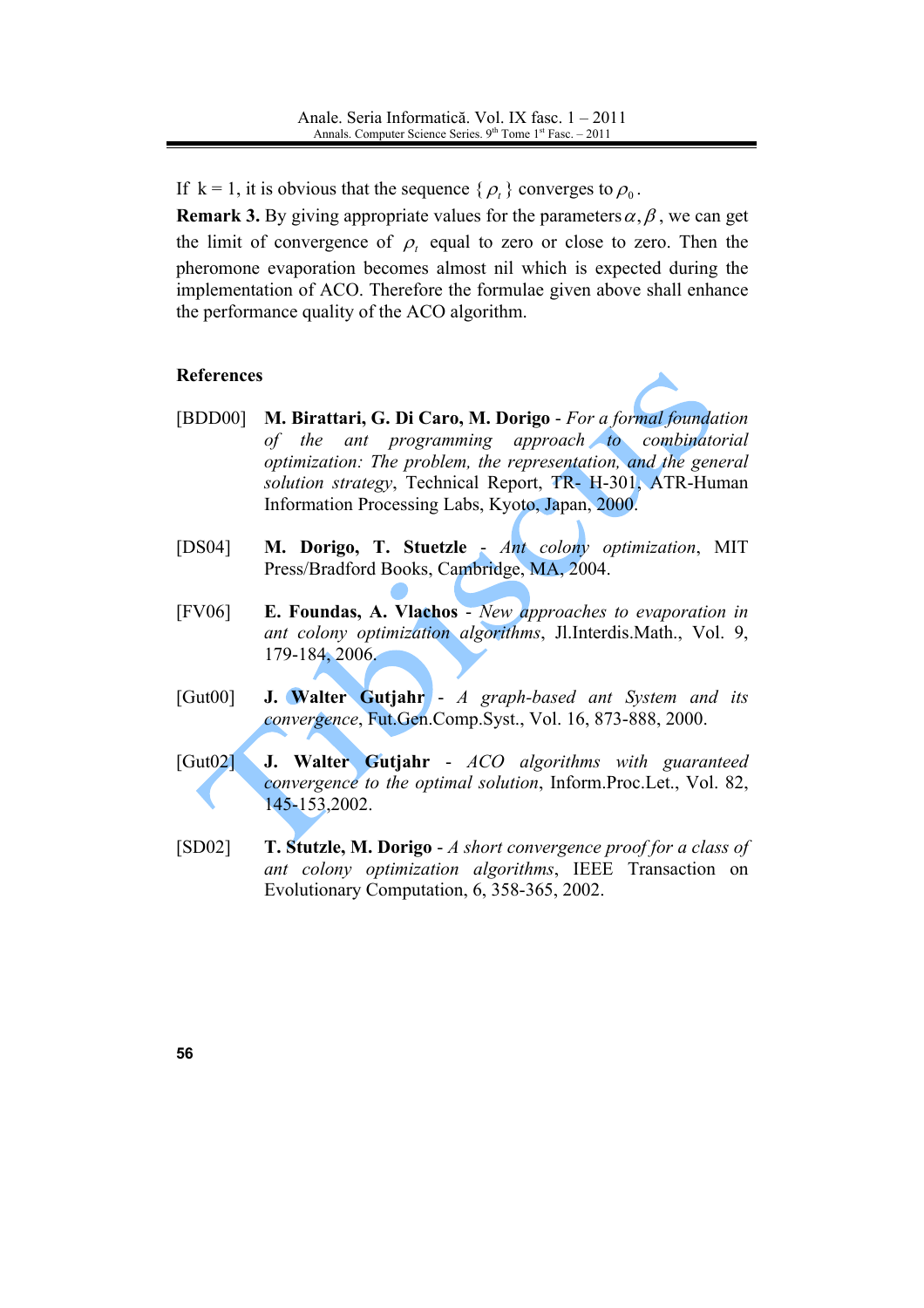If k = 1, it is obvious that the sequence $\{ \rho_t \}$ converges to $\rho_0$.

**Remark 3.** By giving appropriate values for the parameters $\alpha, \beta$, we can get the limit of convergence of $\rho_t$ equal to zero or close to zero. Then the pheromone evaporation becomes almost nil which is expected during the implementation of ACO. Therefore the formulae given above shall enhance the performance quality of the ACO algorithm.

## References

[BDD00] **M. Birattari, G. Di Caro, M. Dorigo** - *For a formal foundation of the ant programming approach to combinatorial optimization: The problem, the representation, and the general solution strategy*, Technical Report, TR- H-301, ATR-Human Information Processing Labs, Kyoto, Japan, 2000.

[DS04] **M. Dorigo, T. Stuetzle** - *Ant colony optimization*, MIT Press/Bradford Books, Cambridge, MA, 2004.

[FV06] **E. Foundas, A. Vlachos** - *New approaches to evaporation in ant colony optimization algorithms*, Jl.Interdis.Math., Vol. 9, 179-184, 2006.

[Gut00] **J. Walter Gutjahr** - *A graph-based ant System and its convergence*, Fut.Gen.Comp.Syst., Vol. 16, 873-888, 2000.

[Gut02] **J. Walter Gutjahr** - *ACO algorithms with guaranteed convergence to the optimal solution*, Inform.Proc.Let., Vol. 82, 145-153,2002.

[SD02] **T. Stutzle, M. Dorigo** - *A short convergence proof for a class of ant colony optimization algorithms*, IEEE Transaction on Evolutionary Computation, 6, 358-365, 2002.